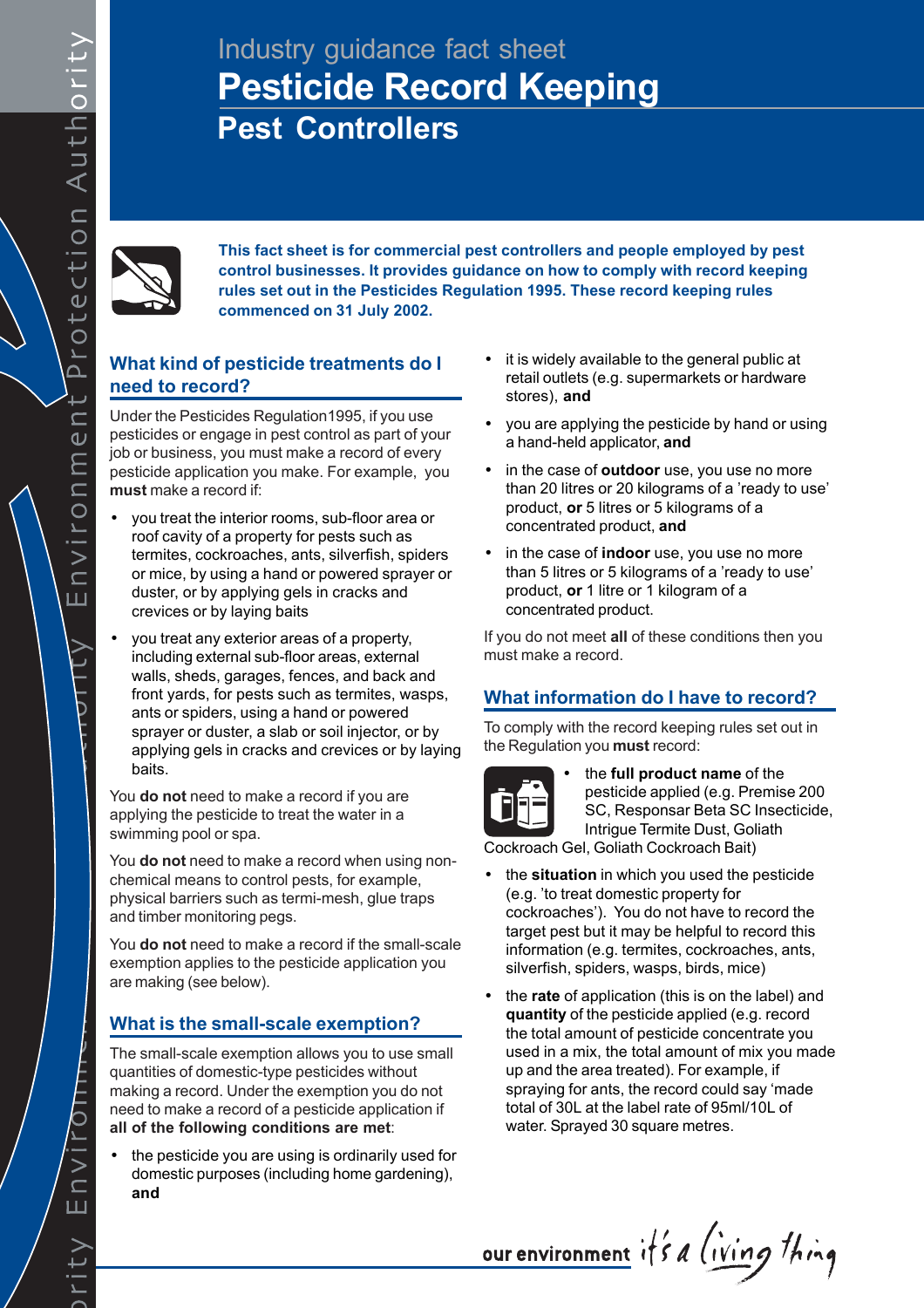Industry guidance fact sheet

# Pesticide Record Keeping

## Pest Controllers

**This fact sheet is for commercial pest controllers and people employed by pest control businesses. It provides guidance on how to comply with record keeping rules set out in the Pesticides Regulation 1995. These record keeping rules commenced on 31 July 2002.**

### What kind of pesticide treatments do I need to record?

Under the Pesticides Regulation1995, if you use pesticides or engage in pest control as part of your job or business, you must make a record of every pesticide application you make. For example, you **must** make a record if:

- you treat the interior rooms, sub-floor area or roof cavity of a property for pests such as termites, cockroaches, ants, silverfish, spiders or mice, by using a hand or powered sprayer or duster, or by applying gels in cracks and crevices or by laying baits
- you treat any exterior areas of a property, including external sub-floor areas, external walls, sheds, garages, fences, and back and front yards, for pests such as termites, wasps, ants or spiders, using a hand or powered sprayer or duster, a slab or soil injector, or by applying gels in cracks and crevices or by laying baits.

You **do not** need to make a record if you are applying the pesticide to treat the water in a swimming pool or spa.

You **do not** need to make a record when using non-chemical means to control pests, for example, physical barriers such as termi-mesh, glue traps and timber monitoring pegs.

You **do not** need to make a record if the small-scale exemption applies to the pesticide application you are making (see below).

### What is the small-scale exemption?

The small-scale exemption allows you to use small quantities of domestic-type pesticides without making a record. Under the exemption you do not need to make a record of a pesticide application if **all of the following conditions are met**:

- the pesticide you are using is ordinarily used for domestic purposes (including home gardening), **and**
- it is widely available to the general public at retail outlets (e.g. supermarkets or hardware stores), **and**
- you are applying the pesticide by hand or using a hand-held applicator, **and**
- in the case of **outdoor** use, you use no more than 20 litres or 20 kilograms of a 'ready to use' product, **or** 5 litres or 5 kilograms of a concentrated product, **and**
- in the case of **indoor** use, you use no more than 5 litres or 5 kilograms of a 'ready to use' product, **or** 1 litre or 1 kilogram of a concentrated product.

If you do not meet **all** of these conditions then you must make a record.

### What information do I have to record?

To comply with the record keeping rules set out in the Regulation you **must** record:

- the **full product name** of the pesticide applied (e.g. Premise 200 SC, Responsar Beta SC Insecticide, Intrigue Termite Dust, Goliath Cockroach Gel, Goliath Cockroach Bait)
- the **situation** in which you used the pesticide (e.g. 'to treat domestic property for cockroaches'). You do not have to record the target pest but it may be helpful to record this information (e.g. termites, cockroaches, ants, silverfish, spiders, wasps, birds, mice)
- the **rate** of application (this is on the label) and **quantity** of the pesticide applied (e.g. record the total amount of pesticide concentrate you used in a mix, the total amount of mix you made up and the area treated). For example, if spraying for ants, the record could say 'made total of 30L at the label rate of 95ml/10L of water. Sprayed 30 square metres.

our environment it's a living thing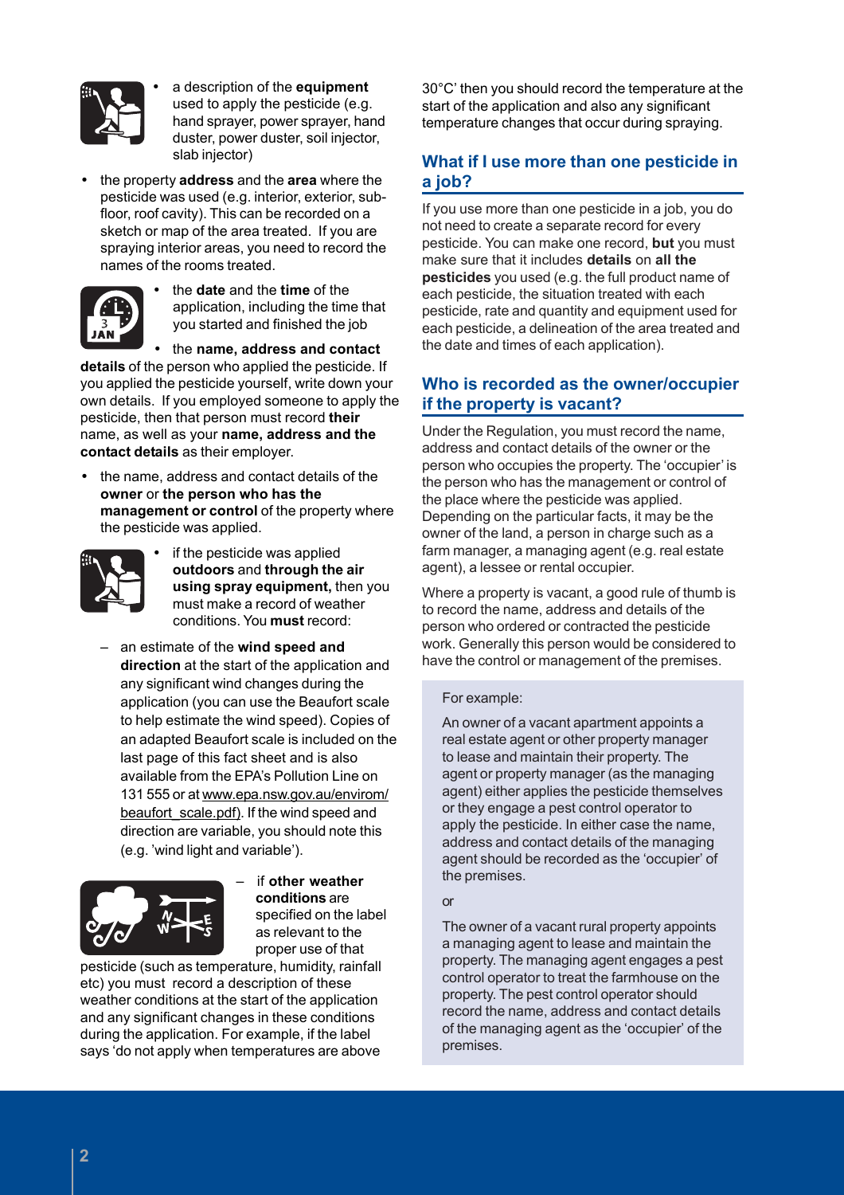- a description of the **equipment** used to apply the pesticide (e.g. hand sprayer, power sprayer, hand duster, power duster, soil injector, slab injector)
- the property **address** and the **area** where the pesticide was used (e.g. interior, exterior, sub-floor, roof cavity). This can be recorded on a sketch or map of the area treated. If you are spraying interior areas, you need to record the names of the rooms treated.
- the **date** and the **time** of the application, including the time that you started and finished the job
- the **name, address and contact details** of the person who applied the pesticide. If you applied the pesticide yourself, write down your own details. If you employed someone to apply the pesticide, then that person must record **their** name, as well as your **name, address and the contact details** as their employer.
- the name, address and contact details of the **owner** or **the person who has the management or control** of the property where the pesticide was applied.
- if the pesticide was applied **outdoors** and **through the air using spray equipment,** then you must make a record of weather conditions. You **must** record:
  - an estimate of the **wind speed and direction** at the start of the application and any significant wind changes during the application (you can use the Beaufort scale to help estimate the wind speed). Copies of an adapted Beaufort scale is included on the last page of this fact sheet and is also available from the EPA's Pollution Line on 131 555 or at www.epa.nsw.gov.au/envirom/beaufort_scale.pdf). If the wind speed and direction are variable, you should note this (e.g. 'wind light and variable').
  - if **other weather conditions** are specified on the label as relevant to the proper use of that pesticide (such as temperature, humidity, rainfall etc) you must record a description of these weather conditions at the start of the application and any significant changes in these conditions during the application. For example, if the label says 'do not apply when temperatures are above 30°C' then you should record the temperature at the start of the application and also any significant temperature changes that occur during spraying.

## What if I use more than one pesticide in a job?

If you use more than one pesticide in a job, you do not need to create a separate record for every pesticide. You can make one record, **but** you must make sure that it includes **details** on **all the pesticides** you used (e.g. the full product name of each pesticide, the situation treated with each pesticide, rate and quantity and equipment used for each pesticide, a delineation of the area treated and the date and times of each application).

## Who is recorded as the owner/occupier if the property is vacant?

Under the Regulation, you must record the name, address and contact details of the owner or the person who occupies the property. The 'occupier' is the person who has the management or control of the place where the pesticide was applied. Depending on the particular facts, it may be the owner of the land, a person in charge such as a farm manager, a managing agent (e.g. real estate agent), a lessee or rental occupier.

Where a property is vacant, a good rule of thumb is to record the name, address and details of the person who ordered or contracted the pesticide work. Generally this person would be considered to have the control or management of the premises.

> For example:
>
> An owner of a vacant apartment appoints a real estate agent or other property manager to lease and maintain their property. The agent or property manager (as the managing agent) either applies the pesticide themselves or they engage a pest control operator to apply the pesticide. In either case the name, address and contact details of the managing agent should be recorded as the 'occupier' of the premises.
>
> or
>
> The owner of a vacant rural property appoints a managing agent to lease and maintain the property. The managing agent engages a pest control operator to treat the farmhouse on the property. The pest control operator should record the name, address and contact details of the managing agent as the 'occupier' of the premises.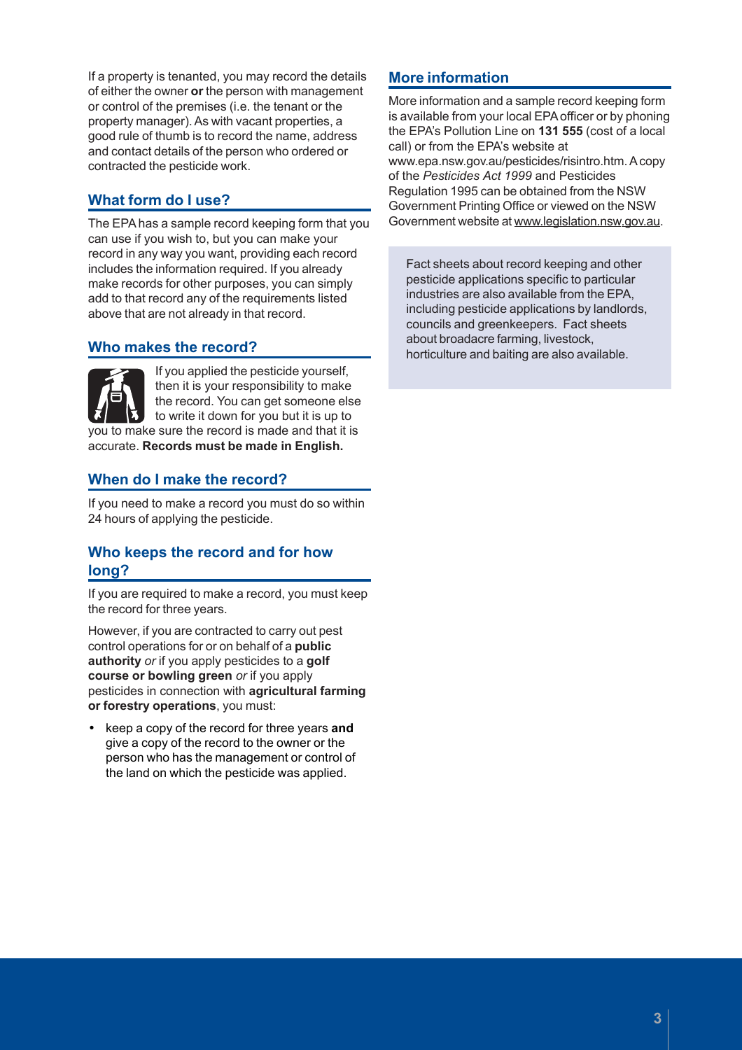If a property is tenanted, you may record the details of either the owner **or** the person with management or control of the premises (i.e. the tenant or the property manager). As with vacant properties, a good rule of thumb is to record the name, address and contact details of the person who ordered or contracted the pesticide work.

## What form do I use?

The EPA has a sample record keeping form that you can use if you wish to, but you can make your record in any way you want, providing each record includes the information required. If you already make records for other purposes, you can simply add to that record any of the requirements listed above that are not already in that record.

## Who makes the record?

If you applied the pesticide yourself, then it is your responsibility to make the record. You can get someone else to write it down for you but it is up to you to make sure the record is made and that it is accurate. **Records must be made in English.**

## When do I make the record?

If you need to make a record you must do so within 24 hours of applying the pesticide.

## Who keeps the record and for how long?

If you are required to make a record, you must keep the record for three years.

However, if you are contracted to carry out pest control operations for or on behalf of a **public authority** *or* if you apply pesticides to a **golf course or bowling green** *or* if you apply pesticides in connection with **agricultural farming or forestry operations**, you must:

- keep a copy of the record for three years **and** give a copy of the record to the owner or the person who has the management or control of the land on which the pesticide was applied.

## More information

More information and a sample record keeping form is available from your local EPA officer or by phoning the EPA's Pollution Line on **131 555** (cost of a local call) or from the EPA's website at www.epa.nsw.gov.au/pesticides/risintro.htm. A copy of the *Pesticides Act 1999* and Pesticides Regulation 1995 can be obtained from the NSW Government Printing Office or viewed on the NSW Government website at www.legislation.nsw.gov.au.

Fact sheets about record keeping and other pesticide applications specific to particular industries are also available from the EPA, including pesticide applications by landlords, councils and greenkeepers. Fact sheets about broadacre farming, livestock, horticulture and baiting are also available.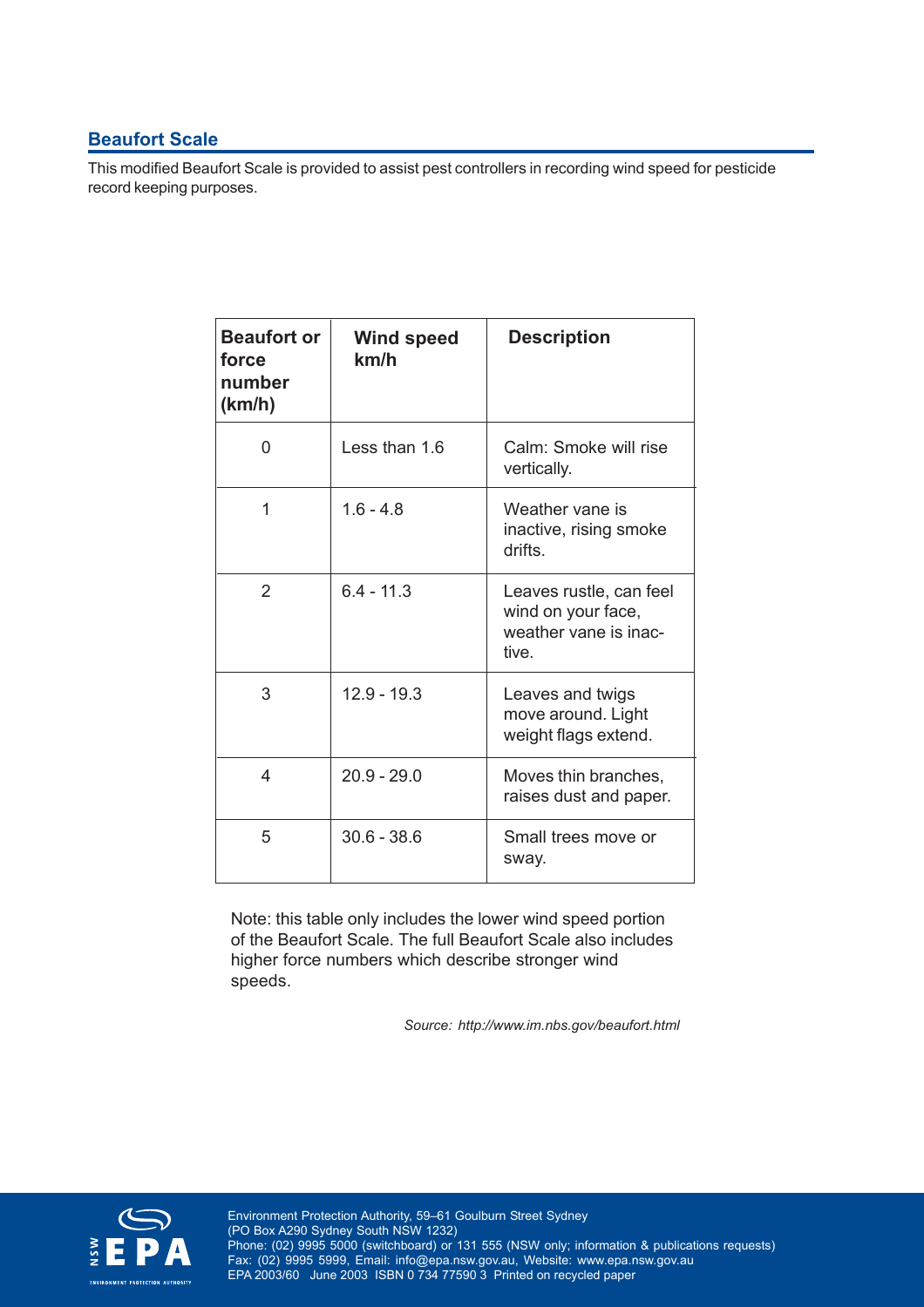## Beaufort Scale

This modified Beaufort Scale is provided to assist pest controllers in recording wind speed for pesticide record keeping purposes.

| Beaufort or force number (km/h) | Wind speed km/h | Description |
|---|---|---|
| 0 | Less than 1.6 | Calm: Smoke will rise vertically. |
| 1 | 1.6 - 4.8 | Weather vane is inactive, rising smoke drifts. |
| 2 | 6.4 - 11.3 | Leaves rustle, can feel wind on your face, weather vane is inactive. |
| 3 | 12.9 - 19.3 | Leaves and twigs move around. Light weight flags extend. |
| 4 | 20.9 - 29.0 | Moves thin branches, raises dust and paper. |
| 5 | 30.6 - 38.6 | Small trees move or sway. |

Note: this table only includes the lower wind speed portion of the Beaufort Scale. The full Beaufort Scale also includes higher force numbers which describe stronger wind speeds.

*Source: http://www.im.nbs.gov/beaufort.html*

Environment Protection Authority, 59–61 Goulburn Street Sydney
(PO Box A290 Sydney South NSW 1232)
Phone: (02) 9995 5000 (switchboard) or 131 555 (NSW only; information & publications requests)
Fax: (02) 9995 5999, Email: info@epa.nsw.gov.au, Website: www.epa.nsw.gov.au
EPA 2003/60 June 2003 ISBN 0 734 77590 3 Printed on recycled paper